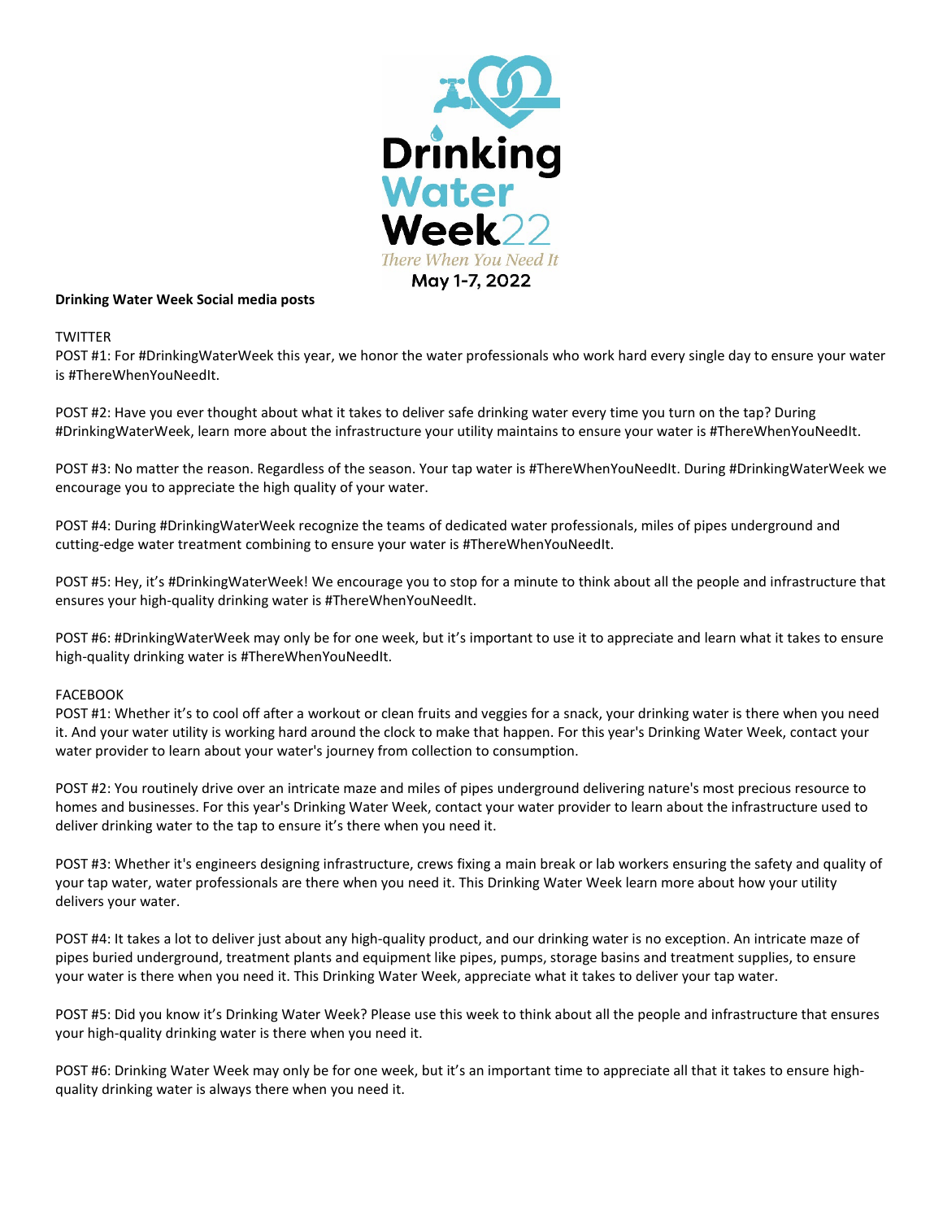Drinking Water Week22

*There When You Need It*

May 1-7, 2022

**Drinking Water Week Social media posts**

TWITTER

POST #1: For #DrinkingWaterWeek this year, we honor the water professionals who work hard every single day to ensure your water is #ThereWhenYouNeedIt.

POST #2: Have you ever thought about what it takes to deliver safe drinking water every time you turn on the tap? During #DrinkingWaterWeek, learn more about the infrastructure your utility maintains to ensure your water is #ThereWhenYouNeedIt.

POST #3: No matter the reason. Regardless of the season. Your tap water is #ThereWhenYouNeedIt. During #DrinkingWaterWeek we encourage you to appreciate the high quality of your water.

POST #4: During #DrinkingWaterWeek recognize the teams of dedicated water professionals, miles of pipes underground and cutting-edge water treatment combining to ensure your water is #ThereWhenYouNeedIt.

POST #5: Hey, it's #DrinkingWaterWeek! We encourage you to stop for a minute to think about all the people and infrastructure that ensures your high-quality drinking water is #ThereWhenYouNeedIt.

POST #6: #DrinkingWaterWeek may only be for one week, but it's important to use it to appreciate and learn what it takes to ensure high-quality drinking water is #ThereWhenYouNeedIt.

FACEBOOK

POST #1: Whether it's to cool off after a workout or clean fruits and veggies for a snack, your drinking water is there when you need it. And your water utility is working hard around the clock to make that happen. For this year's Drinking Water Week, contact your water provider to learn about your water's journey from collection to consumption.

POST #2: You routinely drive over an intricate maze and miles of pipes underground delivering nature's most precious resource to homes and businesses. For this year's Drinking Water Week, contact your water provider to learn about the infrastructure used to deliver drinking water to the tap to ensure it's there when you need it.

POST #3: Whether it's engineers designing infrastructure, crews fixing a main break or lab workers ensuring the safety and quality of your tap water, water professionals are there when you need it. This Drinking Water Week learn more about how your utility delivers your water.

POST #4: It takes a lot to deliver just about any high-quality product, and our drinking water is no exception. An intricate maze of pipes buried underground, treatment plants and equipment like pipes, pumps, storage basins and treatment supplies, to ensure your water is there when you need it. This Drinking Water Week, appreciate what it takes to deliver your tap water.

POST #5: Did you know it's Drinking Water Week? Please use this week to think about all the people and infrastructure that ensures your high-quality drinking water is there when you need it.

POST #6: Drinking Water Week may only be for one week, but it's an important time to appreciate all that it takes to ensure high-quality drinking water is always there when you need it.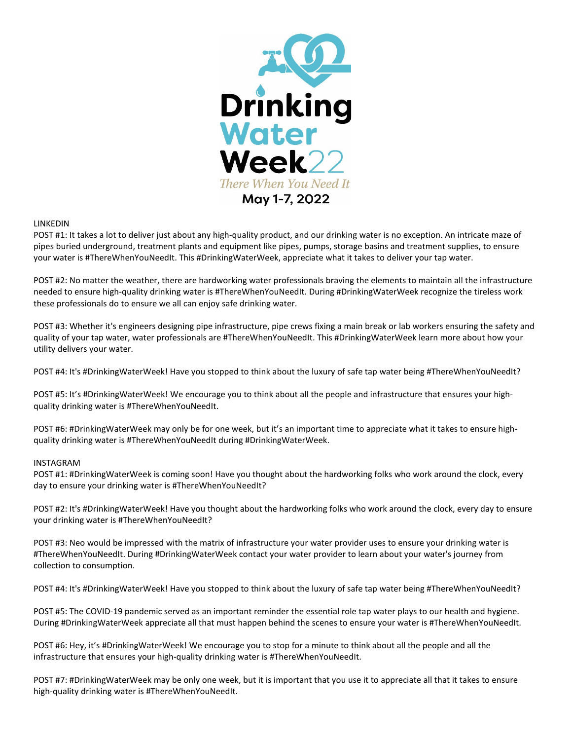Drinking Water Week22

*There When You Need It*

May 1-7, 2022

LINKEDIN

POST #1: It takes a lot to deliver just about any high-quality product, and our drinking water is no exception. An intricate maze of pipes buried underground, treatment plants and equipment like pipes, pumps, storage basins and treatment supplies, to ensure your water is #ThereWhenYouNeedIt. This #DrinkingWaterWeek, appreciate what it takes to deliver your tap water.

POST #2: No matter the weather, there are hardworking water professionals braving the elements to maintain all the infrastructure needed to ensure high-quality drinking water is #ThereWhenYouNeedIt. During #DrinkingWaterWeek recognize the tireless work these professionals do to ensure we all can enjoy safe drinking water.

POST #3: Whether it's engineers designing pipe infrastructure, pipe crews fixing a main break or lab workers ensuring the safety and quality of your tap water, water professionals are #ThereWhenYouNeedIt. This #DrinkingWaterWeek learn more about how your utility delivers your water.

POST #4: It's #DrinkingWaterWeek! Have you stopped to think about the luxury of safe tap water being #ThereWhenYouNeedIt?

POST #5: It's #DrinkingWaterWeek! We encourage you to think about all the people and infrastructure that ensures your high-quality drinking water is #ThereWhenYouNeedIt.

POST #6: #DrinkingWaterWeek may only be for one week, but it's an important time to appreciate what it takes to ensure high-quality drinking water is #ThereWhenYouNeedIt during #DrinkingWaterWeek.

INSTAGRAM

POST #1: #DrinkingWaterWeek is coming soon! Have you thought about the hardworking folks who work around the clock, every day to ensure your drinking water is #ThereWhenYouNeedIt?

POST #2: It's #DrinkingWaterWeek! Have you thought about the hardworking folks who work around the clock, every day to ensure your drinking water is #ThereWhenYouNeedIt?

POST #3: Neo would be impressed with the matrix of infrastructure your water provider uses to ensure your drinking water is #ThereWhenYouNeedIt. During #DrinkingWaterWeek contact your water provider to learn about your water's journey from collection to consumption.

POST #4: It's #DrinkingWaterWeek! Have you stopped to think about the luxury of safe tap water being #ThereWhenYouNeedIt?

POST #5: The COVID-19 pandemic served as an important reminder the essential role tap water plays to our health and hygiene. During #DrinkingWaterWeek appreciate all that must happen behind the scenes to ensure your water is #ThereWhenYouNeedIt.

POST #6: Hey, it's #DrinkingWaterWeek! We encourage you to stop for a minute to think about all the people and all the infrastructure that ensures your high-quality drinking water is #ThereWhenYouNeedIt.

POST #7: #DrinkingWaterWeek may be only one week, but it is important that you use it to appreciate all that it takes to ensure high-quality drinking water is #ThereWhenYouNeedIt.